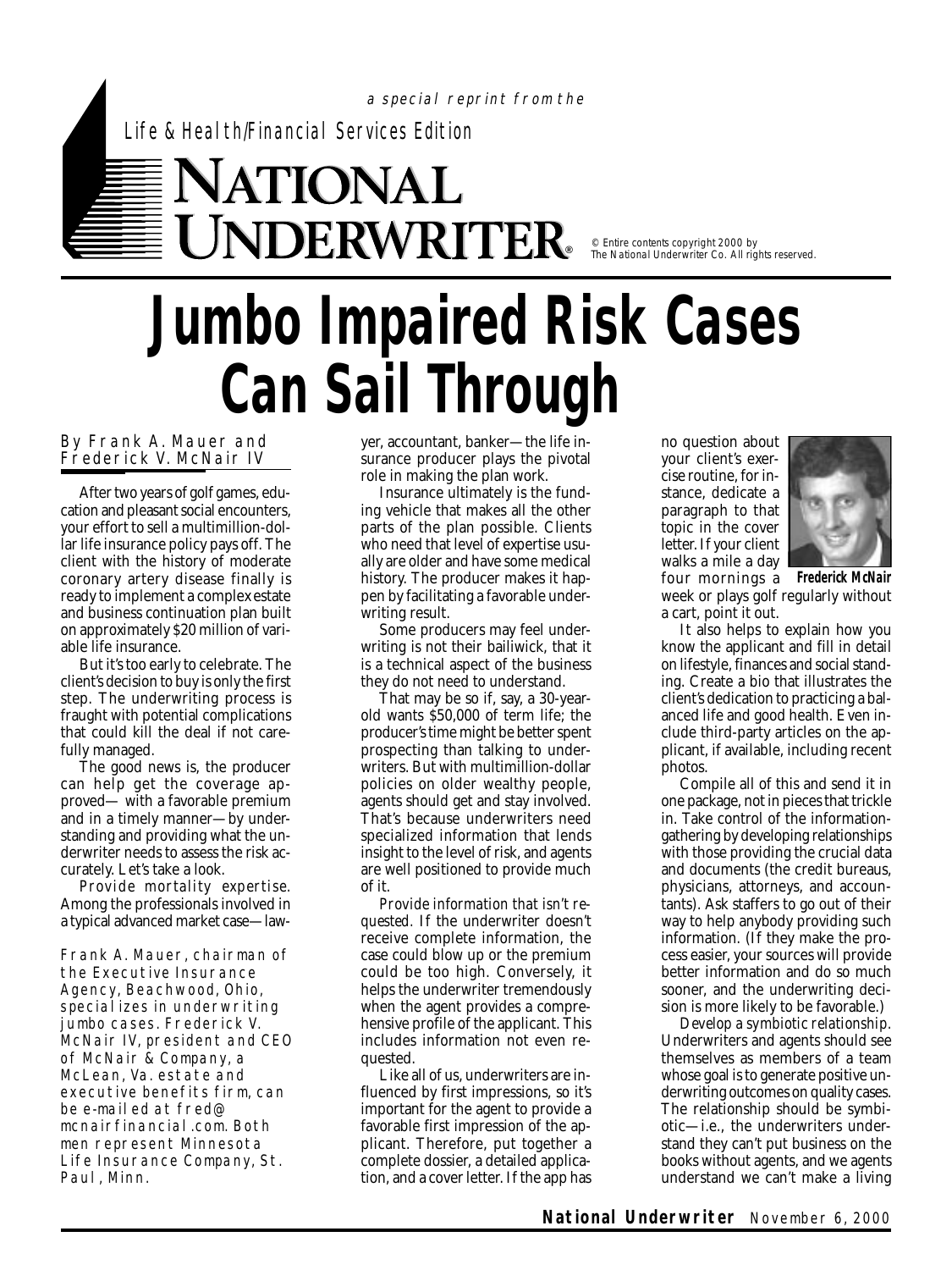a special reprint from the

Life & Health/Financial Services Edition

NATIONAL UNDERWRITER®

© Entire contents copyright 2000 by The National Underwriter Co. All rights reserved.

# Jumbo Impaired Risk Cases Can Sail Through

By Frank A. Mauer and Frederick V. McNair IV

After two years of golf games, education and pleasant social encounters, your effort to sell a multimillion-dollar life insurance policy pays off. The client with the history of moderate coronary artery disease finally is ready to implement a complex estate and business continuation plan built on approximately $20 million of variable life insurance.

But it's too early to celebrate. The client's decision to buy is only the first step. The underwriting process is fraught with potential complications that could kill the deal if not carefully managed.

The good news is, the producer can help get the coverage approved— with a favorable premium and in a timely manner—by understanding and providing what the underwriter needs to assess the risk accurately. Let's take a look.

*Provide mortality expertise.* Among the professionals involved in a typical advanced market case—lawyer, accountant, banker—the life insurance producer plays the pivotal role in making the plan work.

*Frank A. Mauer, chairman of the Executive Insurance Agency, Beachwood, Ohio, specializes in underwriting jumbo cases. Frederick V. McNair IV, president and CEO of McNair & Company, a McLean, Va. estate and executive benefits firm, can be e-mailed at fred@mcnairfinancial.com. Both men represent Minnesota Life Insurance Company, St. Paul, Minn.*

Insurance ultimately is the funding vehicle that makes all the other parts of the plan possible. Clients who need that level of expertise usually are older and have some medical history. The producer makes it happen by facilitating a favorable underwriting result.

Some producers may feel underwriting is not their bailiwick, that it is a technical aspect of the business they do not need to understand.

That may be so if, say, a 30-year-old wants $50,000 of term life; the producer's time might be better spent prospecting than talking to underwriters. But with multimillion-dollar policies on older wealthy people, agents should get and stay involved. That's because underwriters need specialized information that lends insight to the level of risk, and agents are well positioned to provide much of it.

*Provide information that isn't requested.* If the underwriter doesn't receive complete information, the case could blow up or the premium could be too high. Conversely, it helps the underwriter tremendously when the agent provides a comprehensive profile of the applicant. This includes information not even requested.

Like all of us, underwriters are influenced by first impressions, so it's important for the agent to provide a favorable first impression of the applicant. Therefore, put together a complete dossier, a detailed application, and a cover letter. If the app has no question about your client's exercise routine, for instance, dedicate a paragraph to that topic in the cover letter. If your client walks a mile a day four mornings a week or plays golf regularly without a cart, point it out.

**Frederick McNair**

It also helps to explain how you know the applicant and fill in detail on lifestyle, finances and social standing. Create a bio that illustrates the client's dedication to practicing a balanced life and good health. Even include third-party articles on the applicant, if available, including recent photos.

Compile all of this and send it in one package, not in pieces that trickle in. Take control of the information-gathering by developing relationships with those providing the crucial data and documents (the credit bureaus, physicians, attorneys, and accountants). Ask staffers to go out of their way to help anybody providing such information. (If they make the process easier, your sources will provide better information and do so much sooner, and the underwriting decision is more likely to be favorable.)

*Develop a symbiotic relationship.* Underwriters and agents should see themselves as members of a team whose goal is to generate positive underwriting outcomes on quality cases. The relationship should be symbiotic—i.e., the underwriters understand they can't put business on the books without agents, and we agents understand we can't make a living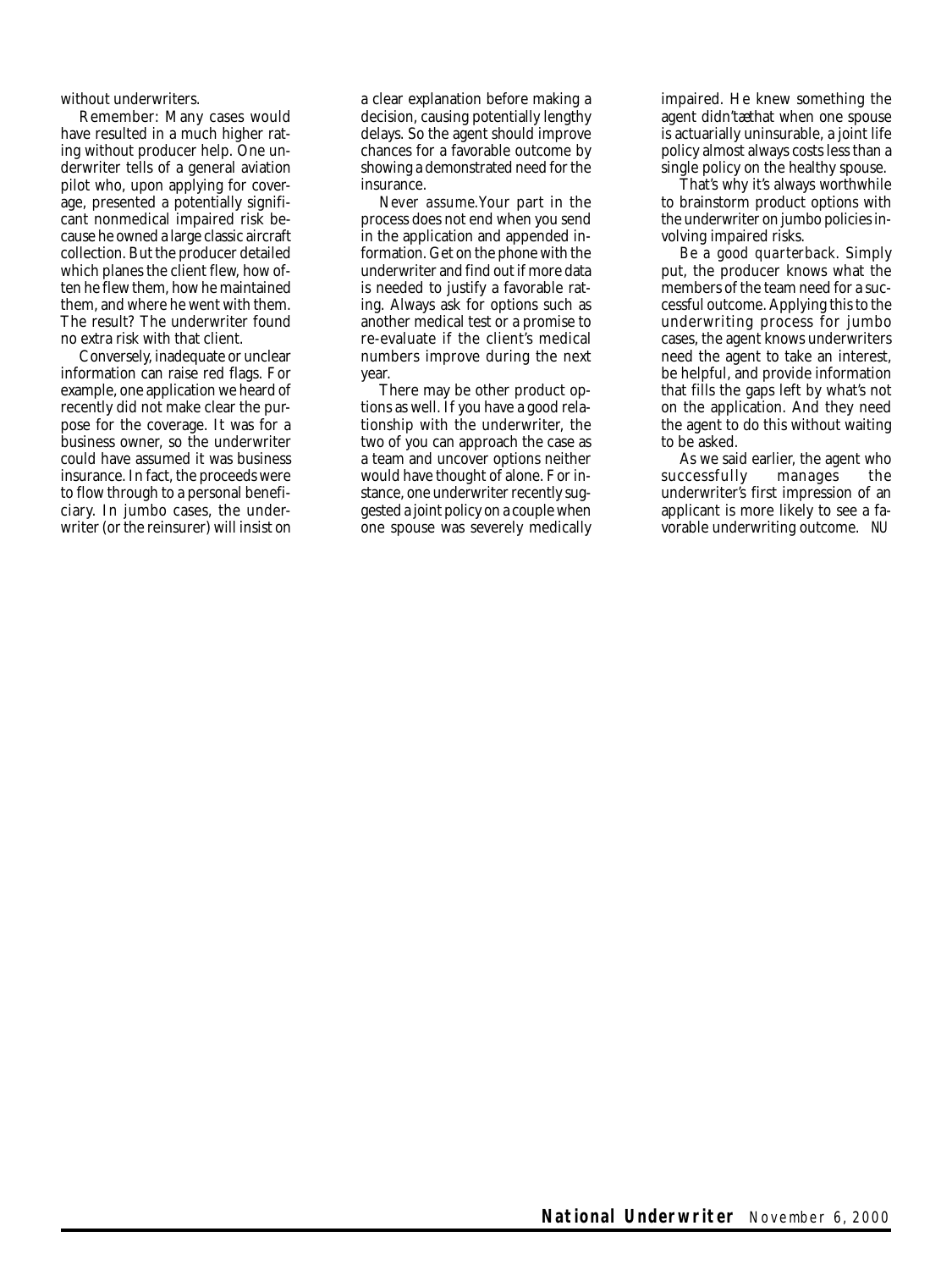without underwriters.

Remember: Many cases would have resulted in a much higher rating without producer help. One underwriter tells of a general aviation pilot who, upon applying for coverage, presented a potentially significant nonmedical impaired risk because he owned a large classic aircraft collection. But the producer detailed which planes the client flew, how often he flew them, how he maintained them, and where he went with them. The result? The underwriter found no extra risk with that client.

Conversely, inadequate or unclear information can raise red flags. For example, one application we heard of recently did not make clear the purpose for the coverage. It was for a business owner, so the underwriter could have assumed it was business insurance. In fact, the proceeds were to flow through to a personal beneficiary. In jumbo cases, the underwriter (or the reinsurer) will insist on a clear explanation before making a decision, causing potentially lengthy delays. So the agent should improve chances for a favorable outcome by showing a demonstrated need for the insurance.

*Never assume.* Your part in the process does not end when you send in the application and appended information. Get on the phone with the underwriter and find out if more data is needed to justify a favorable rating. Always ask for options such as another medical test or a promise to re-evaluate if the client's medical numbers improve during the next year.

There may be other product options as well. If you have a good relationship with the underwriter, the two of you can approach the case as a team and uncover options neither would have thought of alone. For instance, one underwriter recently suggested a joint policy on a couple when one spouse was severely medically impaired. He knew something the agent didn'tæthat when one spouse is actuarially uninsurable, a joint life policy almost always costs less than a single policy on the healthy spouse.

That's why it's always worthwhile to brainstorm product options with the underwriter on jumbo policies involving impaired risks.

*Be a good quarterback.* Simply put, the producer knows what the members of the team need for a successful outcome. Applying this to the underwriting process for jumbo cases, the agent knows underwriters need the agent to take an interest, be helpful, and provide information that fills the gaps left by what's not on the application. And they need the agent to do this without waiting to be asked.

As we said earlier, the agent who successfully manages the underwriter's first impression of an applicant is more likely to see a favorable underwriting outcome. NU